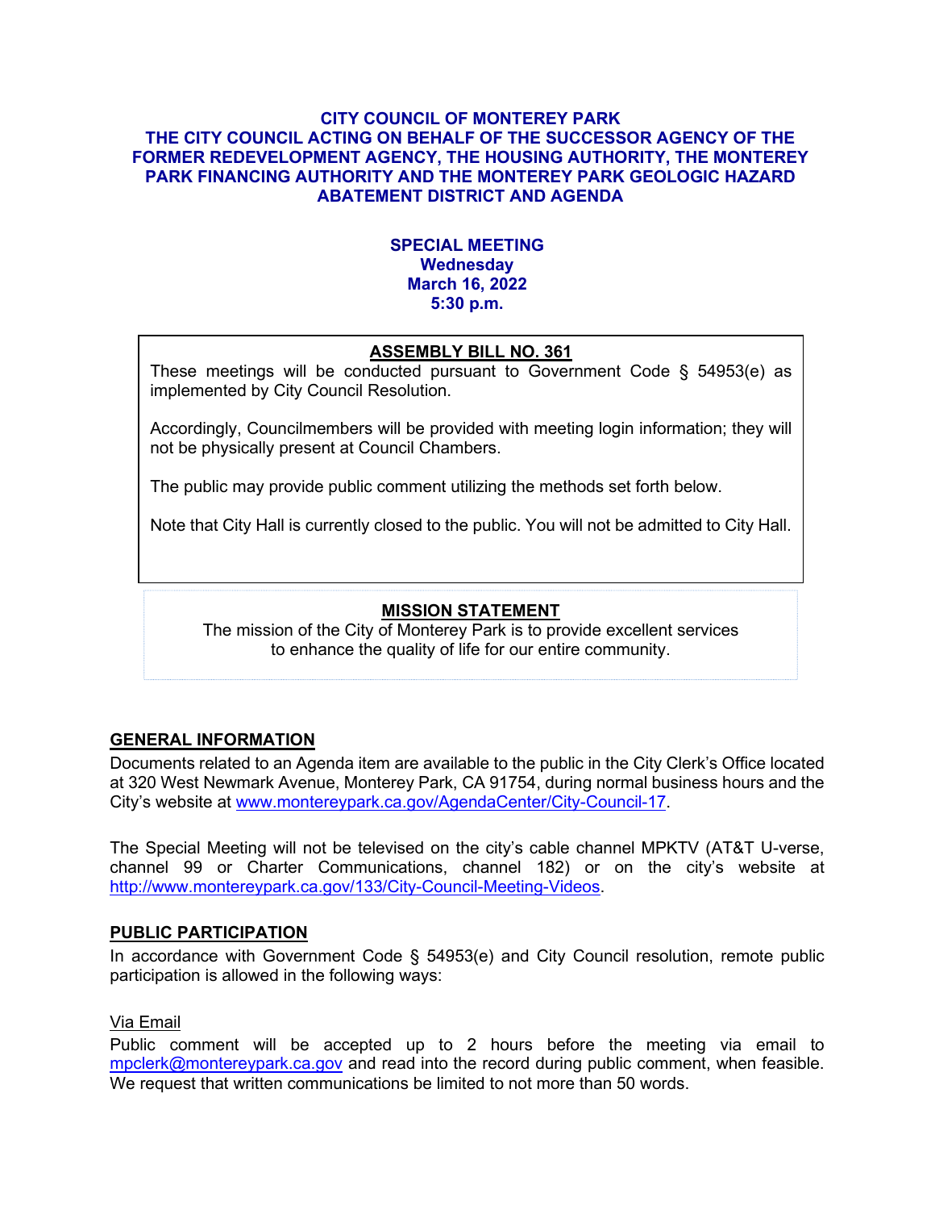# CITY COUNCIL OF MONTEREY PARK
# THE CITY COUNCIL ACTING ON BEHALF OF THE SUCCESSOR AGENCY OF THE FORMER REDEVELOPMENT AGENCY, THE HOUSING AUTHORITY, THE MONTEREY PARK FINANCING AUTHORITY AND THE MONTEREY PARK GEOLOGIC HAZARD ABATEMENT DISTRICT AND AGENDA

**SPECIAL MEETING**
**Wednesday**
**March 16, 2022**
**5:30 p.m.**

## ASSEMBLY BILL NO. 361

These meetings will be conducted pursuant to Government Code § 54953(e) as implemented by City Council Resolution.

Accordingly, Councilmembers will be provided with meeting login information; they will not be physically present at Council Chambers.

The public may provide public comment utilizing the methods set forth below.

Note that City Hall is currently closed to the public. You will not be admitted to City Hall.

## MISSION STATEMENT

The mission of the City of Monterey Park is to provide excellent services to enhance the quality of life for our entire community.

## GENERAL INFORMATION

Documents related to an Agenda item are available to the public in the City Clerk's Office located at 320 West Newmark Avenue, Monterey Park, CA 91754, during normal business hours and the City's website at www.montereypark.ca.gov/AgendaCenter/City-Council-17.

The Special Meeting will not be televised on the city's cable channel MPKTV (AT&T U-verse, channel 99 or Charter Communications, channel 182) or on the city's website at http://www.montereypark.ca.gov/133/City-Council-Meeting-Videos.

## PUBLIC PARTICIPATION

In accordance with Government Code § 54953(e) and City Council resolution, remote public participation is allowed in the following ways:

Via Email

Public comment will be accepted up to 2 hours before the meeting via email to mpclerk@montereypark.ca.gov and read into the record during public comment, when feasible. We request that written communications be limited to not more than 50 words.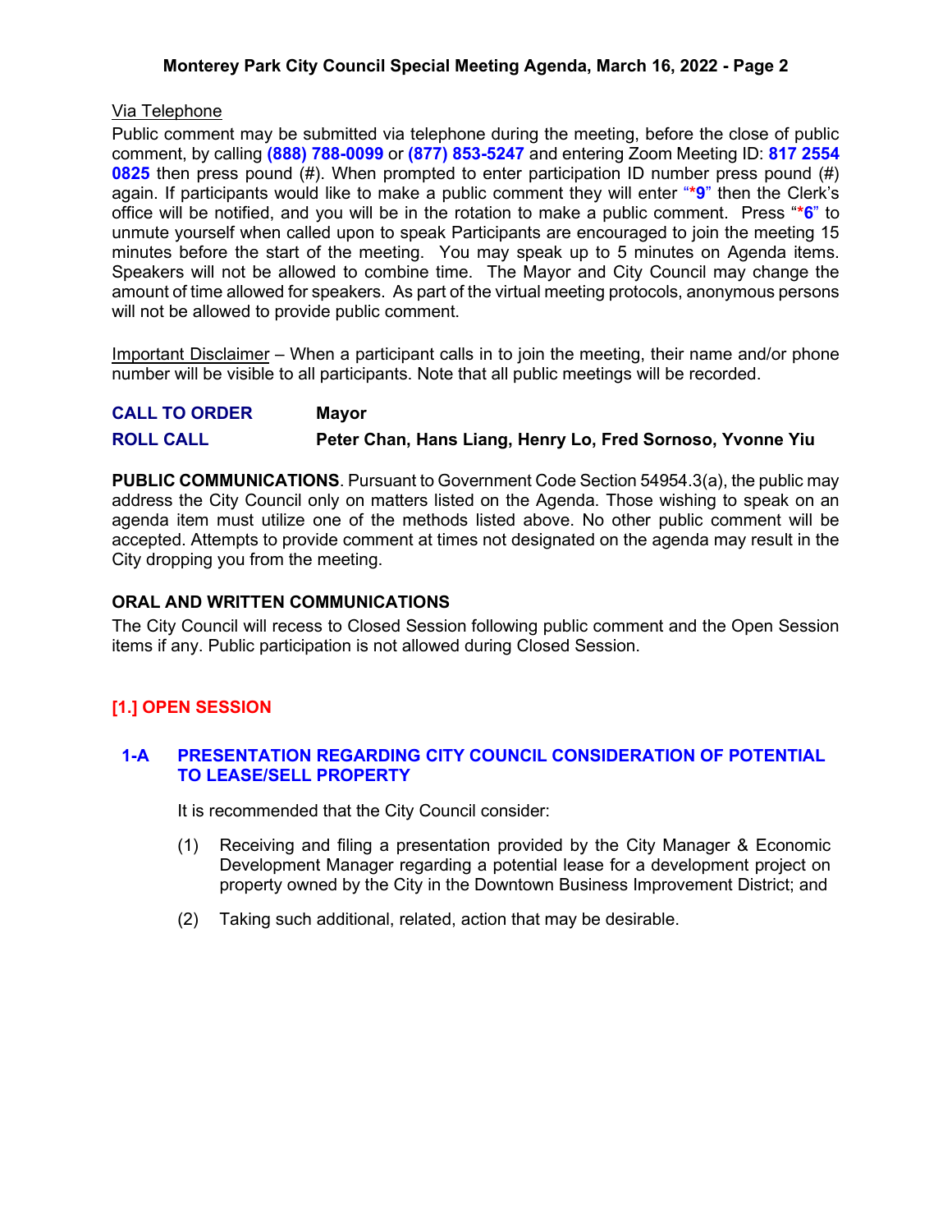Via Telephone

Public comment may be submitted via telephone during the meeting, before the close of public comment, by calling **(888) 788-0099** or **(877) 853-5247** and entering Zoom Meeting ID: **817 2554 0825** then press pound (#). When prompted to enter participation ID number press pound (#) again. If participants would like to make a public comment they will enter "**\*9**" then the Clerk's office will be notified, and you will be in the rotation to make a public comment. Press "**\*6**" to unmute yourself when called upon to speak Participants are encouraged to join the meeting 15 minutes before the start of the meeting. You may speak up to 5 minutes on Agenda items. Speakers will not be allowed to combine time. The Mayor and City Council may change the amount of time allowed for speakers. As part of the virtual meeting protocols, anonymous persons will not be allowed to provide public comment.

Important Disclaimer – When a participant calls in to join the meeting, their name and/or phone number will be visible to all participants. Note that all public meetings will be recorded.

**CALL TO ORDER** **Mayor**

**ROLL CALL** **Peter Chan, Hans Liang, Henry Lo, Fred Sornoso, Yvonne Yiu**

**PUBLIC COMMUNICATIONS**. Pursuant to Government Code Section 54954.3(a), the public may address the City Council only on matters listed on the Agenda. Those wishing to speak on an agenda item must utilize one of the methods listed above. No other public comment will be accepted. Attempts to provide comment at times not designated on the agenda may result in the City dropping you from the meeting.

**ORAL AND WRITTEN COMMUNICATIONS**

The City Council will recess to Closed Session following public comment and the Open Session items if any. Public participation is not allowed during Closed Session.

## [1.] OPEN SESSION

### 1-A PRESENTATION REGARDING CITY COUNCIL CONSIDERATION OF POTENTIAL TO LEASE/SELL PROPERTY

It is recommended that the City Council consider:

(1) Receiving and filing a presentation provided by the City Manager & Economic Development Manager regarding a potential lease for a development project on property owned by the City in the Downtown Business Improvement District; and

(2) Taking such additional, related, action that may be desirable.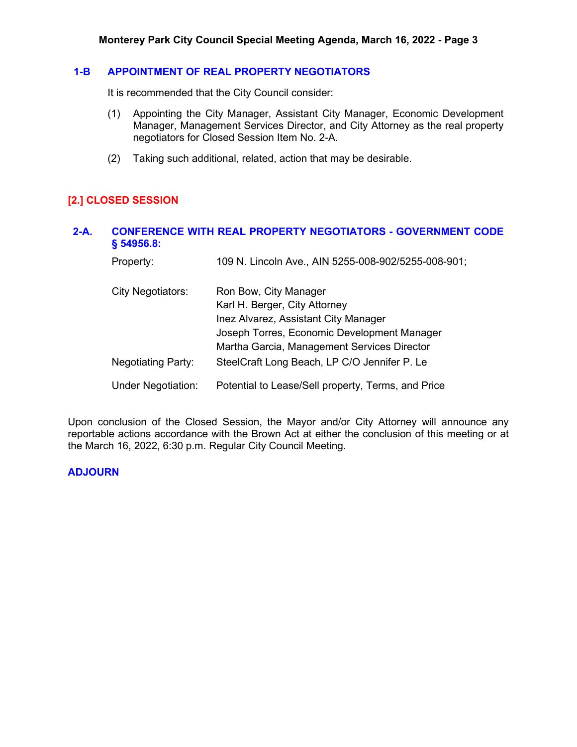## 1-B APPOINTMENT OF REAL PROPERTY NEGOTIATORS

It is recommended that the City Council consider:

(1) Appointing the City Manager, Assistant City Manager, Economic Development Manager, Management Services Director, and City Attorney as the real property negotiators for Closed Session Item No. 2-A.

(2) Taking such additional, related, action that may be desirable.

# [2.] CLOSED SESSION

## 2-A. CONFERENCE WITH REAL PROPERTY NEGOTIATORS - GOVERNMENT CODE § 54956.8:

| | |
|---|---|
| Property: | 109 N. Lincoln Ave., AIN 5255-008-902/5255-008-901; |
| City Negotiators: | Ron Bow, City Manager<br>Karl H. Berger, City Attorney<br>Inez Alvarez, Assistant City Manager<br>Joseph Torres, Economic Development Manager<br>Martha Garcia, Management Services Director |
| Negotiating Party: | SteelCraft Long Beach, LP C/O Jennifer P. Le |
| Under Negotiation: | Potential to Lease/Sell property, Terms, and Price |

Upon conclusion of the Closed Session, the Mayor and/or City Attorney will announce any reportable actions accordance with the Brown Act at either the conclusion of this meeting or at the March 16, 2022, 6:30 p.m. Regular City Council Meeting.

# ADJOURN